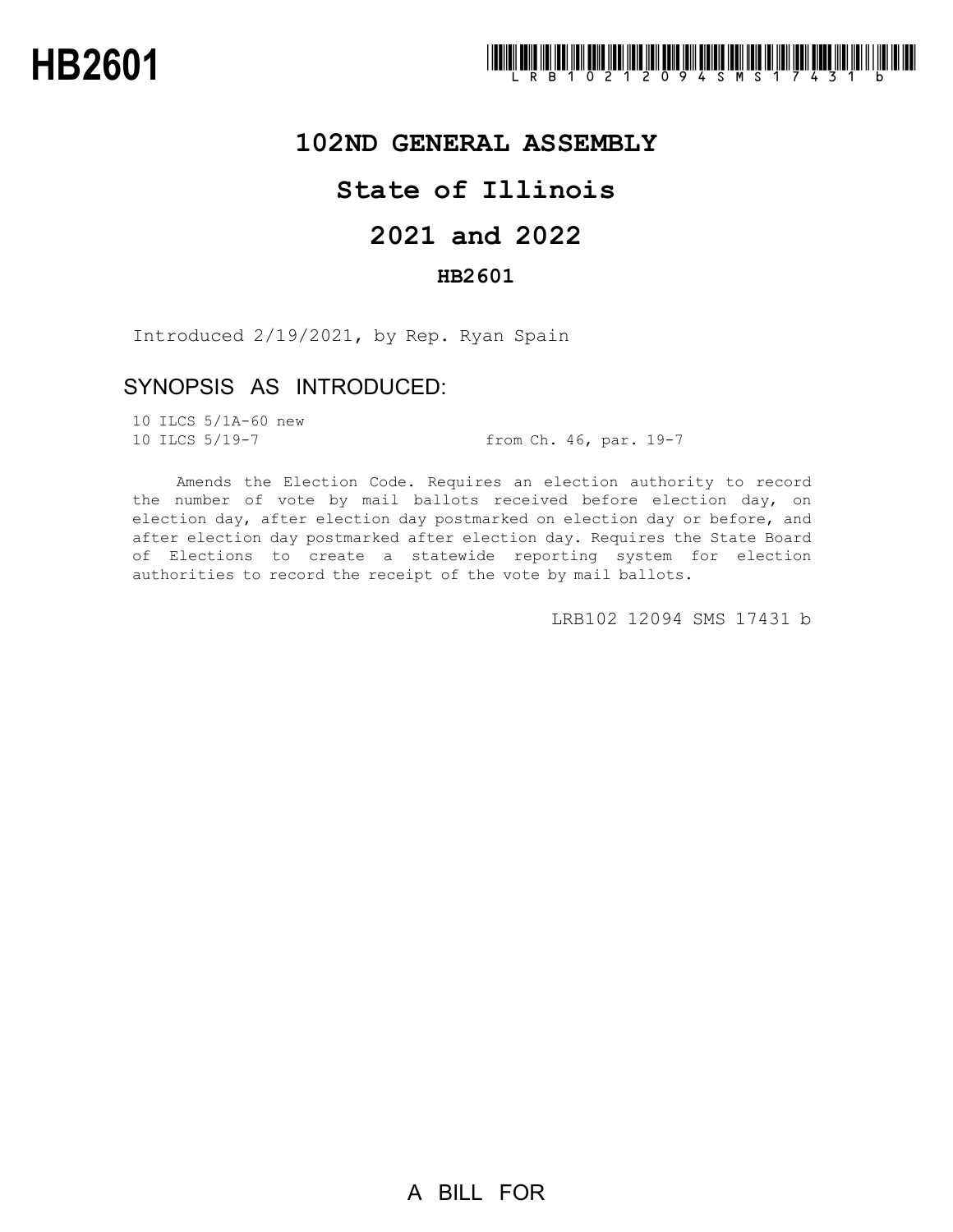# HB2601

## 102ND GENERAL ASSEMBLY

## State of Illinois

## 2021 and 2022

### HB2601

Introduced 2/19/2021, by Rep. Ryan Spain

### SYNOPSIS AS INTRODUCED:

10 ILCS 5/1A-60 new
10 ILCS 5/19-7 from Ch. 46, par. 19-7

Amends the Election Code. Requires an election authority to record the number of vote by mail ballots received before election day, on election day, after election day postmarked on election day or before, and after election day postmarked after election day. Requires the State Board of Elections to create a statewide reporting system for election authorities to record the receipt of the vote by mail ballots.

LRB102 12094 SMS 17431 b

A BILL FOR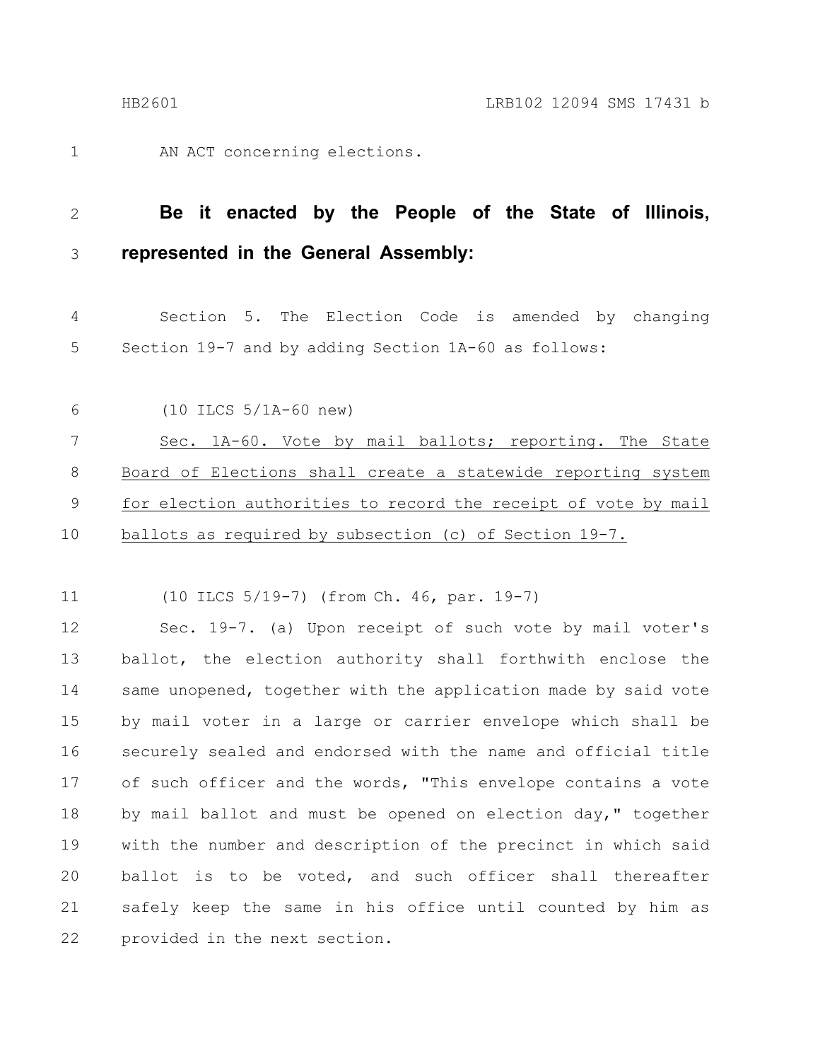AN ACT concerning elections.

**Be it enacted by the People of the State of Illinois, represented in the General Assembly:**

Section 5. The Election Code is amended by changing Section 19-7 and by adding Section 1A-60 as follows:

(10 ILCS 5/1A-60 new)

Sec. 1A-60. Vote by mail ballots; reporting. The State Board of Elections shall create a statewide reporting system for election authorities to record the receipt of vote by mail ballots as required by subsection (c) of Section 19-7.

(10 ILCS 5/19-7) (from Ch. 46, par. 19-7)

Sec. 19-7. (a) Upon receipt of such vote by mail voter's ballot, the election authority shall forthwith enclose the same unopened, together with the application made by said vote by mail voter in a large or carrier envelope which shall be securely sealed and endorsed with the name and official title of such officer and the words, "This envelope contains a vote by mail ballot and must be opened on election day," together with the number and description of the precinct in which said ballot is to be voted, and such officer shall thereafter safely keep the same in his office until counted by him as provided in the next section.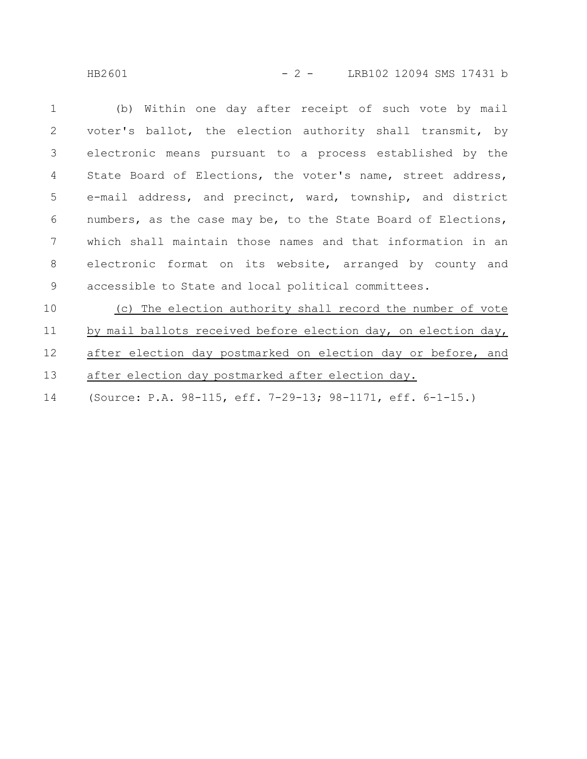(b) Within one day after receipt of such vote by mail voter's ballot, the election authority shall transmit, by electronic means pursuant to a process established by the State Board of Elections, the voter's name, street address, e-mail address, and precinct, ward, township, and district numbers, as the case may be, to the State Board of Elections, which shall maintain those names and that information in an electronic format on its website, arranged by county and accessible to State and local political committees.

<u>(c) The election authority shall record the number of vote by mail ballots received before election day, on election day, after election day postmarked on election day or before, and after election day postmarked after election day.</u>

(Source: P.A. 98-115, eff. 7-29-13; 98-1171, eff. 6-1-15.)